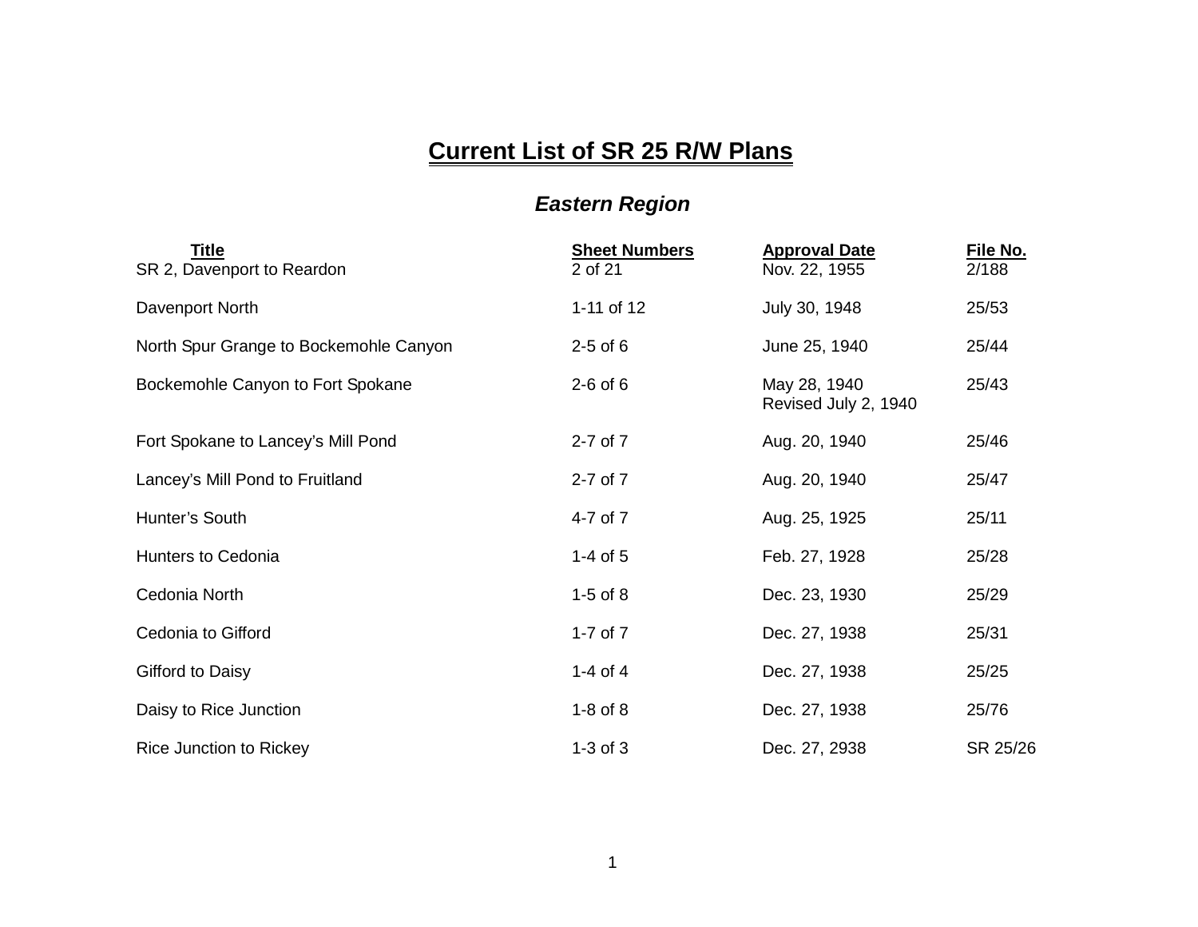# Current List of SR 25 R/W Plans

## *Eastern Region*

| Title | Sheet Numbers | Approval Date | File No. |
| --- | --- | --- | --- |
| SR 2, Davenport to Reardon | 2 of 21 | Nov. 22, 1955 | 2/188 |
| Davenport North | 1-11 of 12 | July 30, 1948 | 25/53 |
| North Spur Grange to Bockemohle Canyon | 2-5 of 6 | June 25, 1940 | 25/44 |
| Bockemohle Canyon to Fort Spokane | 2-6 of 6 | May 28, 1940<br>Revised July 2, 1940 | 25/43 |
| Fort Spokane to Lancey's Mill Pond | 2-7 of 7 | Aug. 20, 1940 | 25/46 |
| Lancey's Mill Pond to Fruitland | 2-7 of 7 | Aug. 20, 1940 | 25/47 |
| Hunter's South | 4-7 of 7 | Aug. 25, 1925 | 25/11 |
| Hunters to Cedonia | 1-4 of 5 | Feb. 27, 1928 | 25/28 |
| Cedonia North | 1-5 of 8 | Dec. 23, 1930 | 25/29 |
| Cedonia to Gifford | 1-7 of 7 | Dec. 27, 1938 | 25/31 |
| Gifford to Daisy | 1-4 of 4 | Dec. 27, 1938 | 25/25 |
| Daisy to Rice Junction | 1-8 of 8 | Dec. 27, 1938 | 25/76 |
| Rice Junction to Rickey | 1-3 of 3 | Dec. 27, 2938 | SR 25/26 |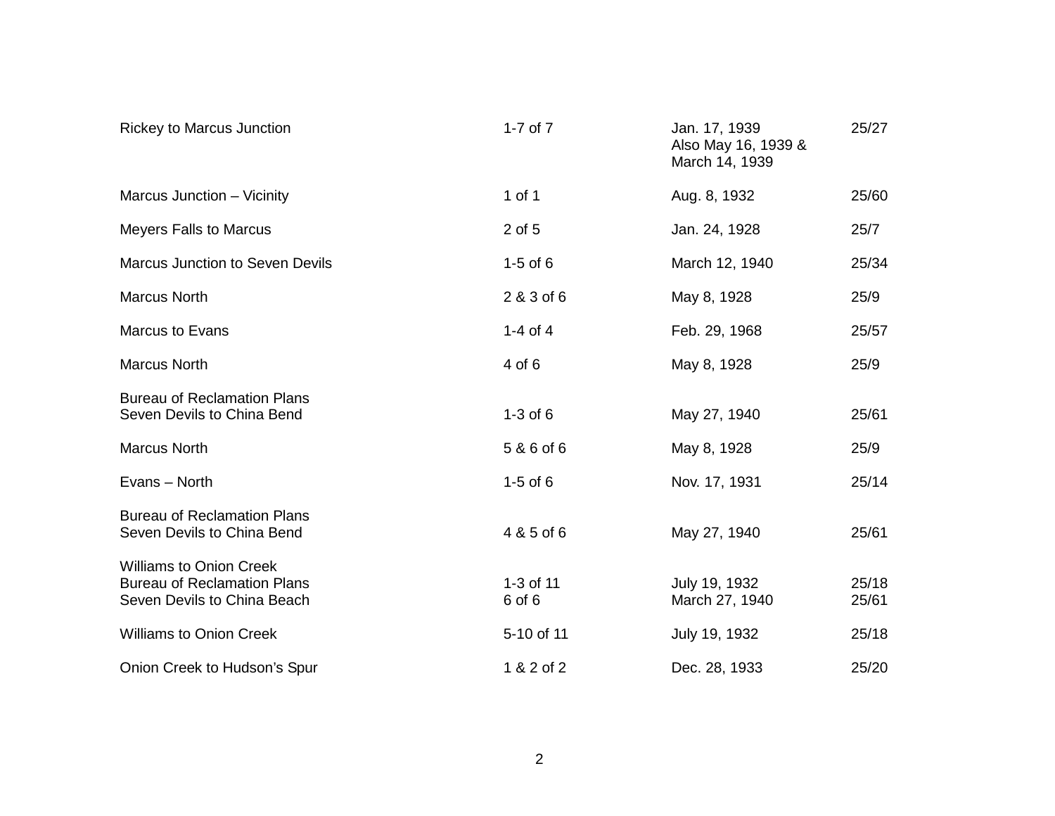| | | | |
|---|---|---|---|
| Rickey to Marcus Junction | 1-7 of 7 | Jan. 17, 1939<br>Also May 16, 1939 &<br>March 14, 1939 | 25/27 |
| Marcus Junction – Vicinity | 1 of 1 | Aug. 8, 1932 | 25/60 |
| Meyers Falls to Marcus | 2 of 5 | Jan. 24, 1928 | 25/7 |
| Marcus Junction to Seven Devils | 1-5 of 6 | March 12, 1940 | 25/34 |
| Marcus North | 2 & 3 of 6 | May 8, 1928 | 25/9 |
| Marcus to Evans | 1-4 of 4 | Feb. 29, 1968 | 25/57 |
| Marcus North | 4 of 6 | May 8, 1928 | 25/9 |
| Bureau of Reclamation Plans<br>Seven Devils to China Bend | 1-3 of 6 | May 27, 1940 | 25/61 |
| Marcus North | 5 & 6 of 6 | May 8, 1928 | 25/9 |
| Evans – North | 1-5 of 6 | Nov. 17, 1931 | 25/14 |
| Bureau of Reclamation Plans<br>Seven Devils to China Bend | 4 & 5 of 6 | May 27, 1940 | 25/61 |
| Williams to Onion Creek | 1-3 of 11 | July 19, 1932 | 25/18 |
| Bureau of Reclamation Plans<br>Seven Devils to China Beach | 6 of 6 | March 27, 1940 | 25/61 |
| Williams to Onion Creek | 5-10 of 11 | July 19, 1932 | 25/18 |
| Onion Creek to Hudson's Spur | 1 & 2 of 2 | Dec. 28, 1933 | 25/20 |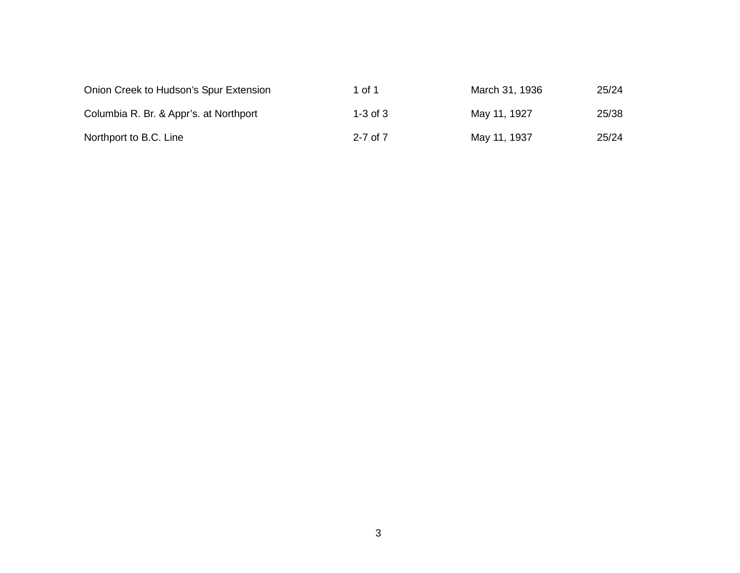| | | | |
|---|---|---|---|
| Onion Creek to Hudson’s Spur Extension | 1 of 1 | March 31, 1936 | 25/24 |
| Columbia R. Br. & Appr’s. at Northport | 1-3 of 3 | May 11, 1927 | 25/38 |
| Northport to B.C. Line | 2-7 of 7 | May 11, 1937 | 25/24 |